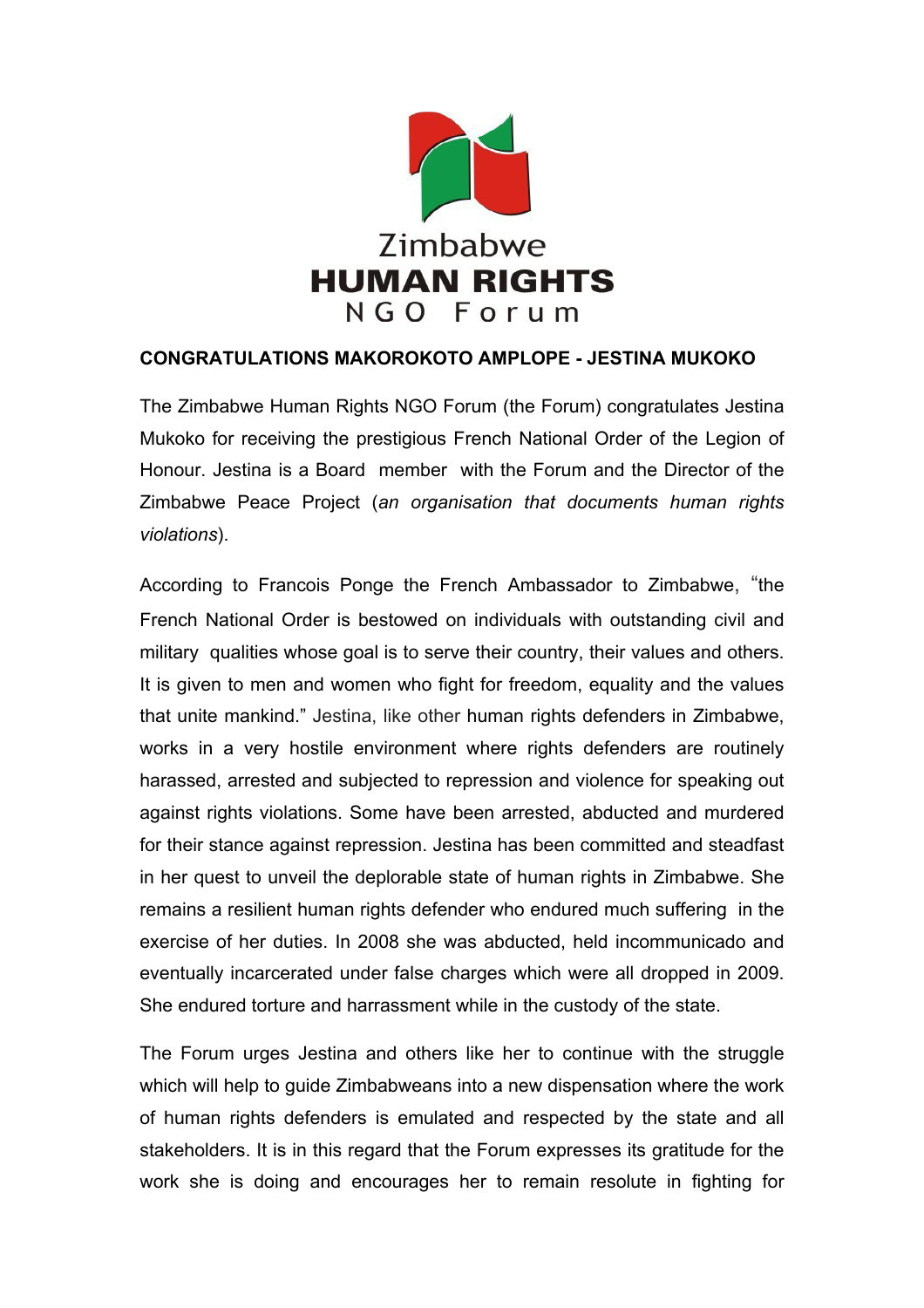Zimbabwe
**HUMAN RIGHTS**
NGO Forum

## CONGRATULATIONS MAKOROKOTO AMPLOPE - JESTINA MUKOKO

The Zimbabwe Human Rights NGO Forum (the Forum) congratulates Jestina Mukoko for receiving the prestigious French National Order of the Legion of Honour. Jestina is a Board member with the Forum and the Director of the Zimbabwe Peace Project (*an organisation that documents human rights violations*).

According to Francois Ponge the French Ambassador to Zimbabwe, "the French National Order is bestowed on individuals with outstanding civil and military qualities whose goal is to serve their country, their values and others. It is given to men and women who fight for freedom, equality and the values that unite mankind." Jestina, like other human rights defenders in Zimbabwe, works in a very hostile environment where rights defenders are routinely harassed, arrested and subjected to repression and violence for speaking out against rights violations. Some have been arrested, abducted and murdered for their stance against repression. Jestina has been committed and steadfast in her quest to unveil the deplorable state of human rights in Zimbabwe. She remains a resilient human rights defender who endured much suffering in the exercise of her duties. In 2008 she was abducted, held incommunicado and eventually incarcerated under false charges which were all dropped in 2009. She endured torture and harrassment while in the custody of the state.

The Forum urges Jestina and others like her to continue with the struggle which will help to guide Zimbabweans into a new dispensation where the work of human rights defenders is emulated and respected by the state and all stakeholders. It is in this regard that the Forum expresses its gratitude for the work she is doing and encourages her to remain resolute in fighting for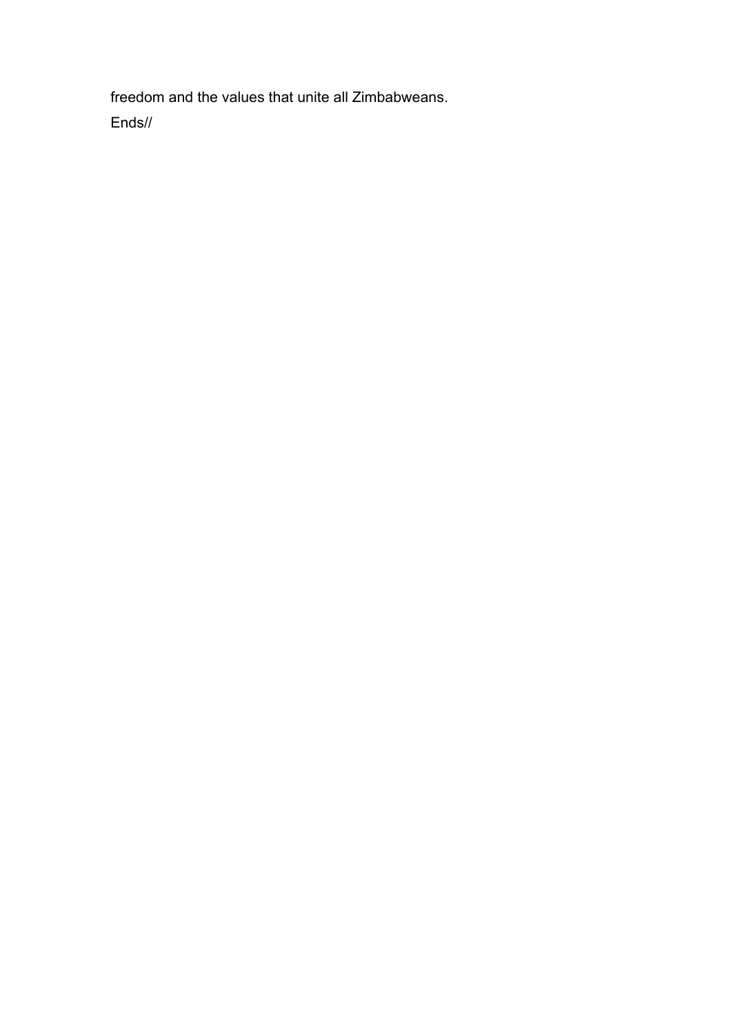freedom and the values that unite all Zimbabweans.

Ends//